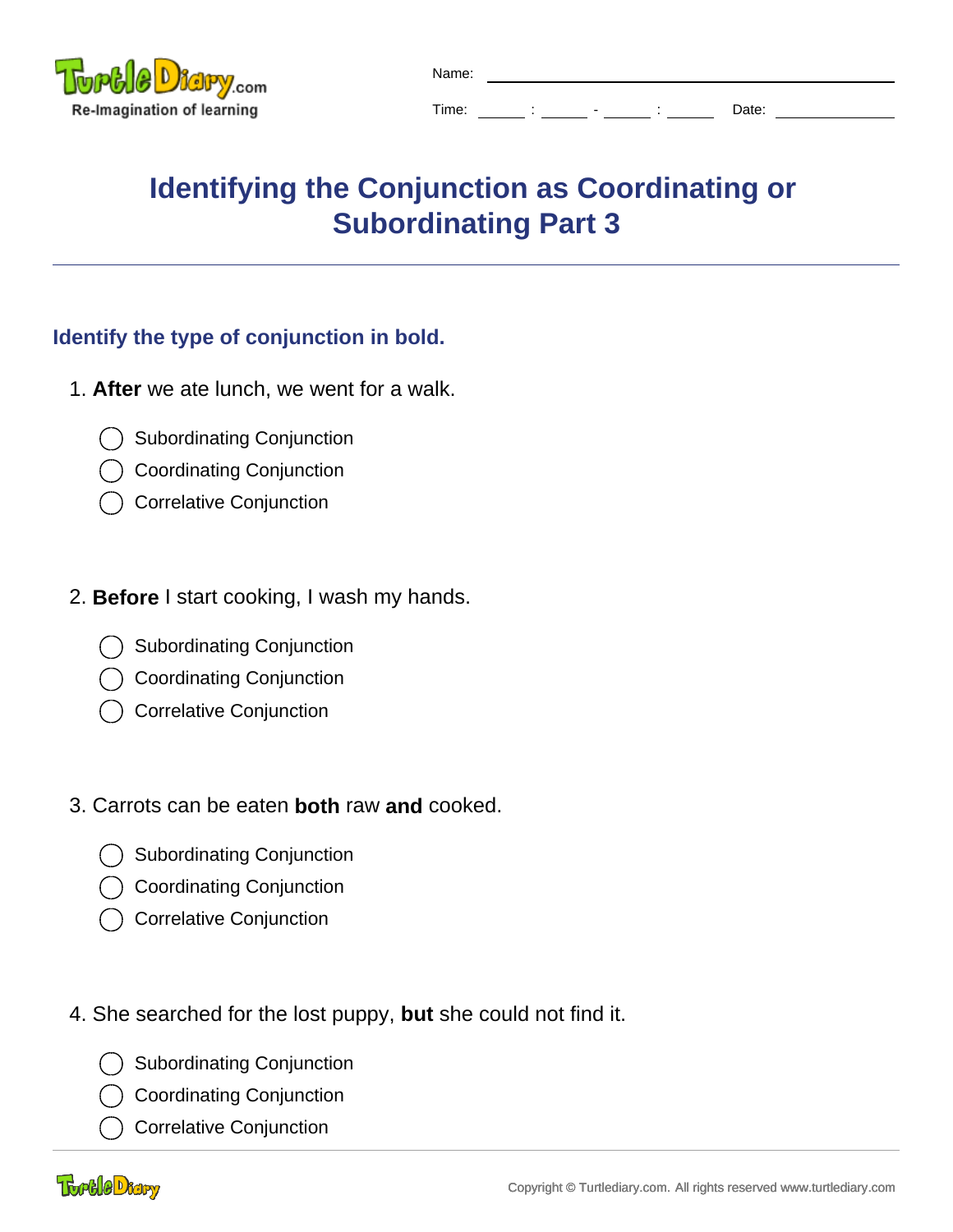Name: ______________________________

Time: ____ : ____ - ____ : ____ Date: __________

# Identifying the Conjunction as Coordinating or Subordinating Part 3

## Identify the type of conjunction in bold.

1. **After** we ate lunch, we went for a walk.

   - ◯ Subordinating Conjunction
   - ◯ Coordinating Conjunction
   - ◯ Correlative Conjunction

2. **Before** I start cooking, I wash my hands.

   - ◯ Subordinating Conjunction
   - ◯ Coordinating Conjunction
   - ◯ Correlative Conjunction

3. Carrots can be eaten **both** raw **and** cooked.

   - ◯ Subordinating Conjunction
   - ◯ Coordinating Conjunction
   - ◯ Correlative Conjunction

4. She searched for the lost puppy, **but** she could not find it.

   - ◯ Subordinating Conjunction
   - ◯ Coordinating Conjunction
   - ◯ Correlative Conjunction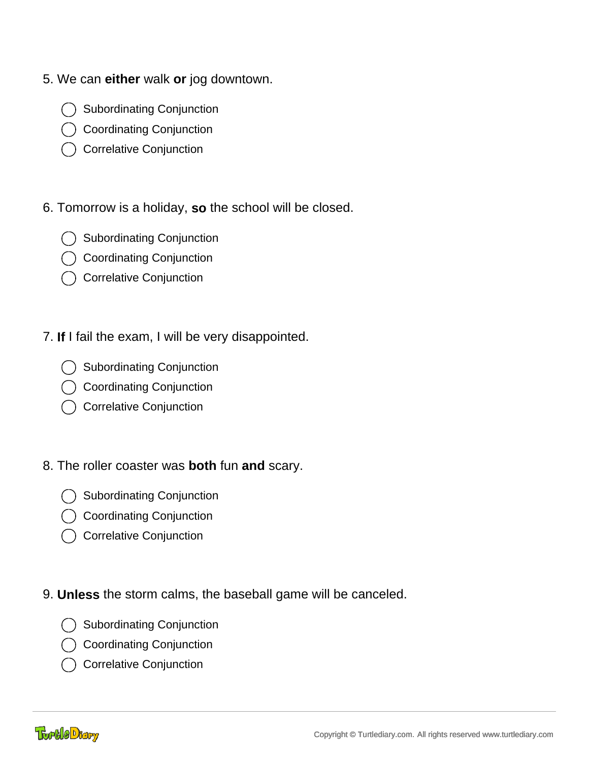5. We can **either** walk **or** jog downtown.

- ◯ Subordinating Conjunction
- ◯ Coordinating Conjunction
- ◯ Correlative Conjunction

6. Tomorrow is a holiday, **so** the school will be closed.

- ◯ Subordinating Conjunction
- ◯ Coordinating Conjunction
- ◯ Correlative Conjunction

7. **If** I fail the exam, I will be very disappointed.

- ◯ Subordinating Conjunction
- ◯ Coordinating Conjunction
- ◯ Correlative Conjunction

8. The roller coaster was **both** fun **and** scary.

- ◯ Subordinating Conjunction
- ◯ Coordinating Conjunction
- ◯ Correlative Conjunction

9. **Unless** the storm calms, the baseball game will be canceled.

- ◯ Subordinating Conjunction
- ◯ Coordinating Conjunction
- ◯ Correlative Conjunction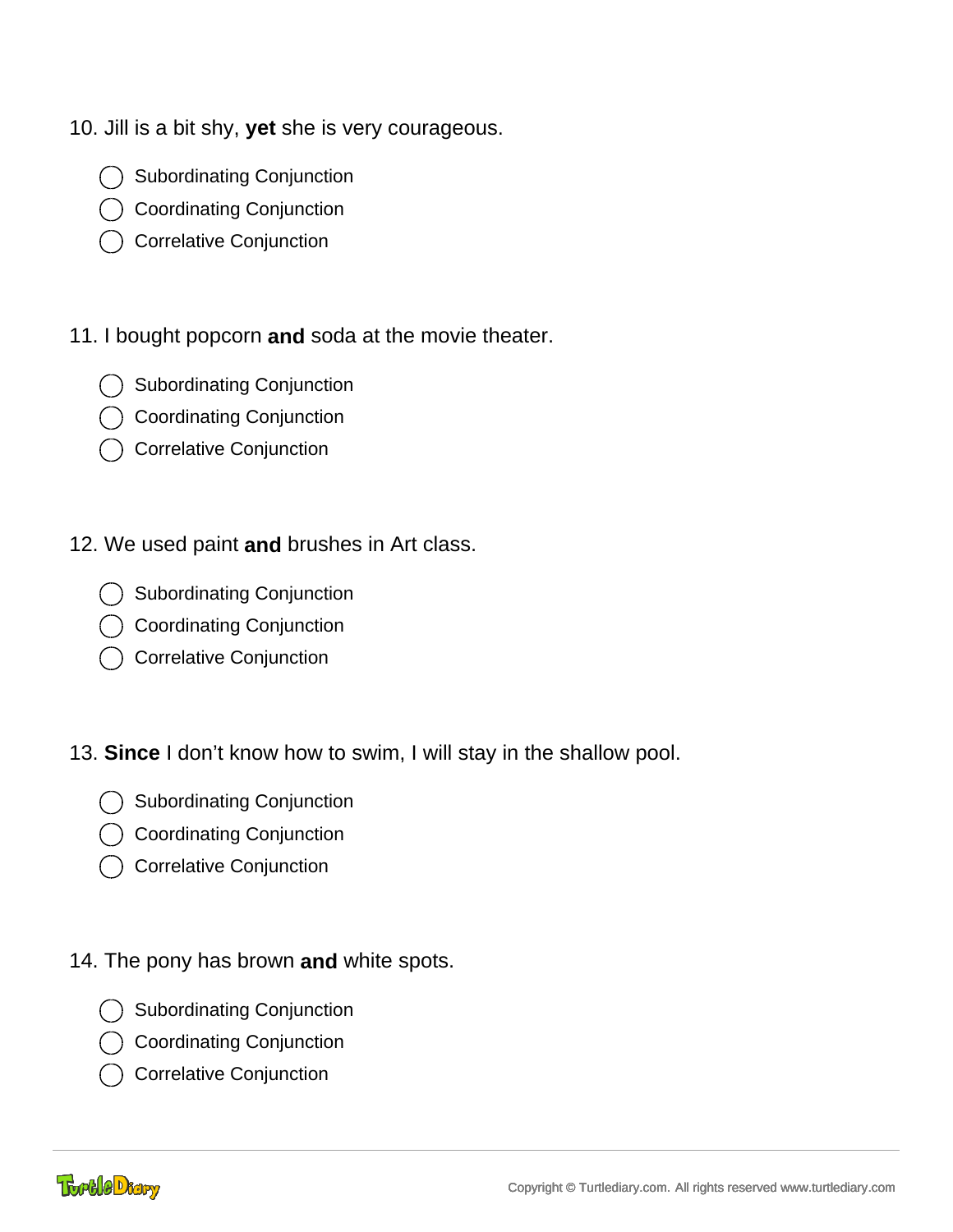10. Jill is a bit shy, **yet** she is very courageous.

- ◯ Subordinating Conjunction
- ◯ Coordinating Conjunction
- ◯ Correlative Conjunction

11. I bought popcorn **and** soda at the movie theater.

- ◯ Subordinating Conjunction
- ◯ Coordinating Conjunction
- ◯ Correlative Conjunction

12. We used paint **and** brushes in Art class.

- ◯ Subordinating Conjunction
- ◯ Coordinating Conjunction
- ◯ Correlative Conjunction

13. **Since** I don't know how to swim, I will stay in the shallow pool.

- ◯ Subordinating Conjunction
- ◯ Coordinating Conjunction
- ◯ Correlative Conjunction

14. The pony has brown **and** white spots.

- ◯ Subordinating Conjunction
- ◯ Coordinating Conjunction
- ◯ Correlative Conjunction